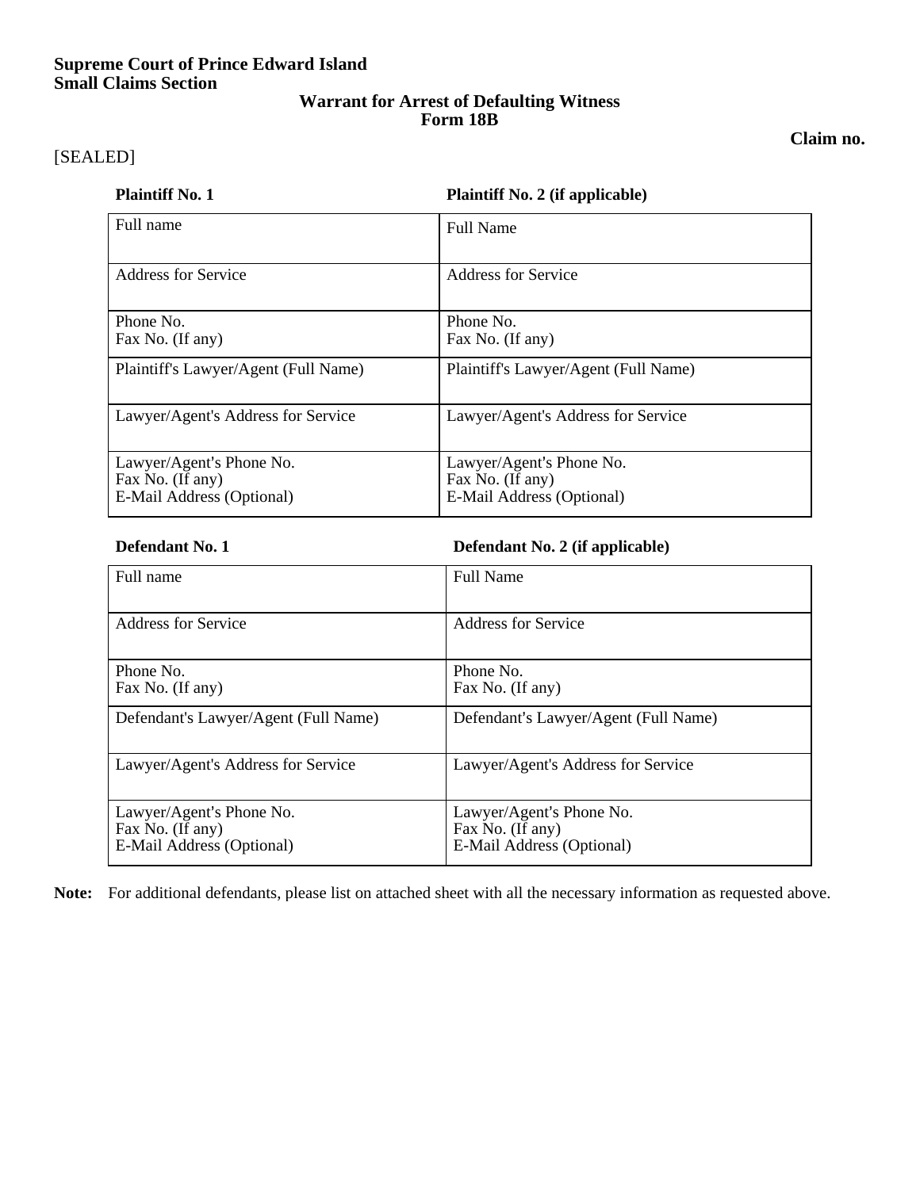**Supreme Court of Prince Edward Island**
**Small Claims Section**

**Warrant for Arrest of Defaulting Witness**
**Form 18B**

**Claim no.**

[SEALED]

| **Plaintiff No. 1** | **Plaintiff No. 2 (if applicable)** |
|---|---|
| Full name | Full Name |
| Address for Service | Address for Service |
| Phone No.<br>Fax No. (If any) | Phone No.<br>Fax No. (If any) |
| Plaintiff's Lawyer/Agent (Full Name) | Plaintiff's Lawyer/Agent (Full Name) |
| Lawyer/Agent's Address for Service | Lawyer/Agent's Address for Service |
| Lawyer/Agent's Phone No.<br>Fax No. (If any)<br>E-Mail Address (Optional) | Lawyer/Agent's Phone No.<br>Fax No. (If any)<br>E-Mail Address (Optional) |

| **Defendant No. 1** | **Defendant No. 2 (if applicable)** |
|---|---|
| Full name | Full Name |
| Address for Service | Address for Service |
| Phone No.<br>Fax No. (If any) | Phone No.<br>Fax No. (If any) |
| Defendant's Lawyer/Agent (Full Name) | Defendant's Lawyer/Agent (Full Name) |
| Lawyer/Agent's Address for Service | Lawyer/Agent's Address for Service |
| Lawyer/Agent's Phone No.<br>Fax No. (If any)<br>E-Mail Address (Optional) | Lawyer/Agent's Phone No.<br>Fax No. (If any)<br>E-Mail Address (Optional) |

**Note:** For additional defendants, please list on attached sheet with all the necessary information as requested above.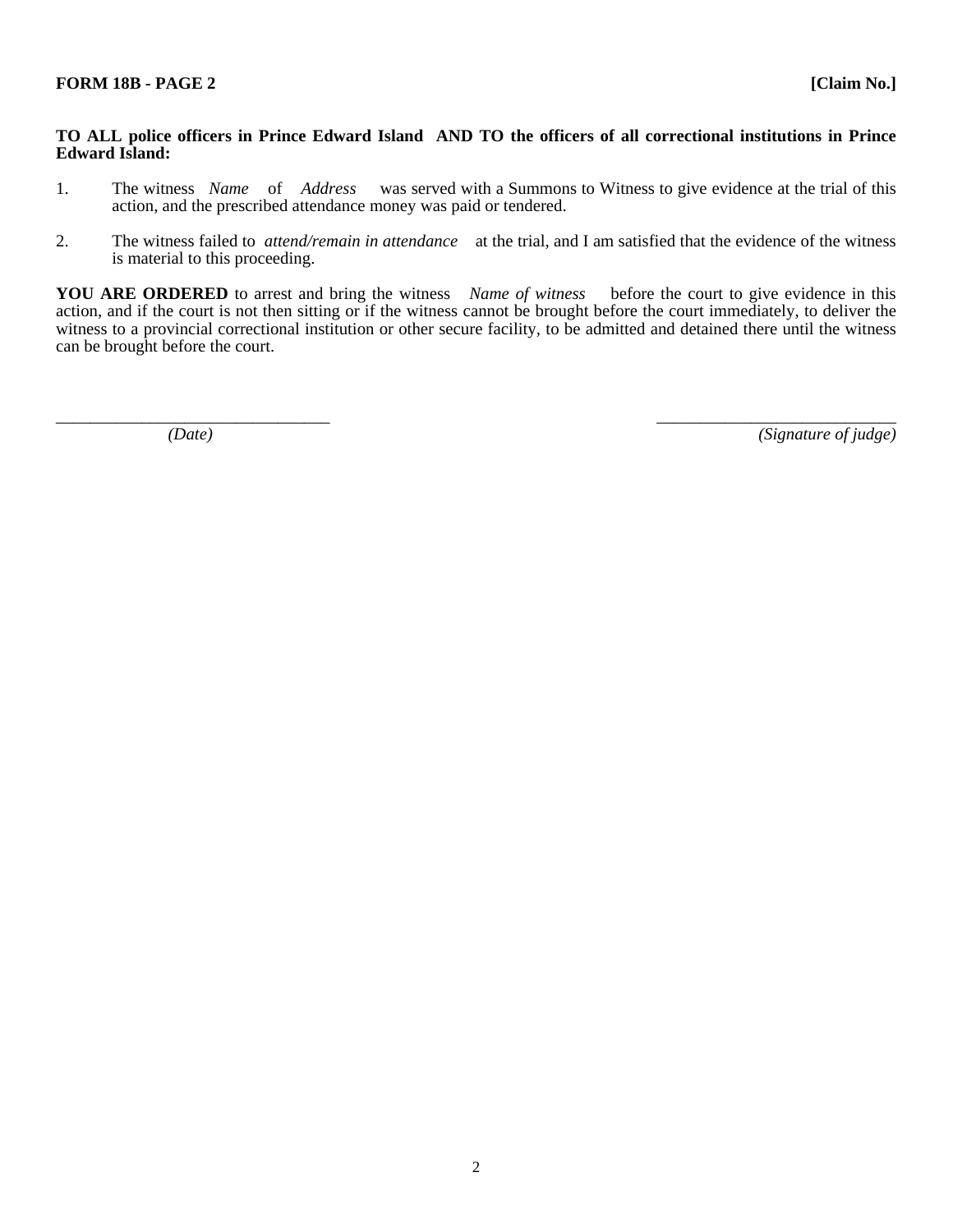**FORM 18B - PAGE 2** **[Claim No.]**

**TO ALL police officers in Prince Edward Island AND TO the officers of all correctional institutions in Prince Edward Island:**

1. The witness *Name* of *Address* was served with a Summons to Witness to give evidence at the trial of this action, and the prescribed attendance money was paid or tendered.

2. The witness failed to *attend/remain in attendance* at the trial, and I am satisfied that the evidence of the witness is material to this proceeding.

**YOU ARE ORDERED** to arrest and bring the witness *Name of witness* before the court to give evidence in this action, and if the court is not then sitting or if the witness cannot be brought before the court immediately, to deliver the witness to a provincial correctional institution or other secure facility, to be admitted and detained there until the witness can be brought before the court.

________________________________ ____________________________

*(Date)* *(Signature of judge)*